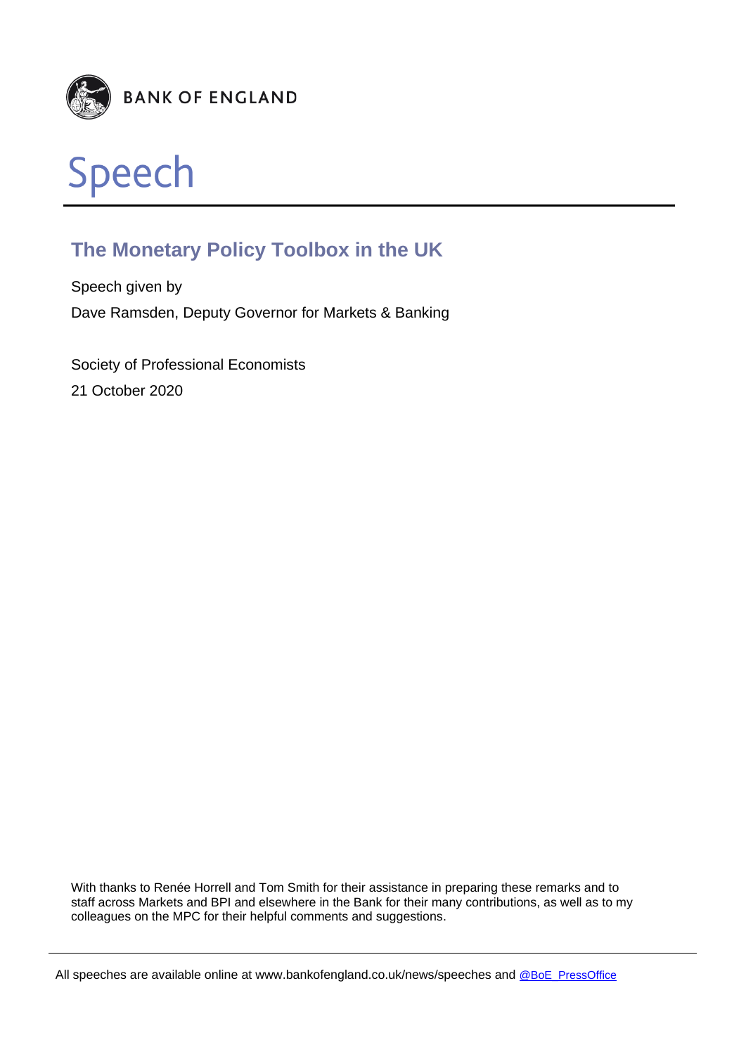BANK OF ENGLAND

# Speech

## The Monetary Policy Toolbox in the UK

Speech given by

Dave Ramsden, Deputy Governor for Markets & Banking

Society of Professional Economists

21 October 2020

With thanks to Renée Horrell and Tom Smith for their assistance in preparing these remarks and to staff across Markets and BPI and elsewhere in the Bank for their many contributions, as well as to my colleagues on the MPC for their helpful comments and suggestions.

All speeches are available online at www.bankofengland.co.uk/news/speeches and @BoE_PressOffice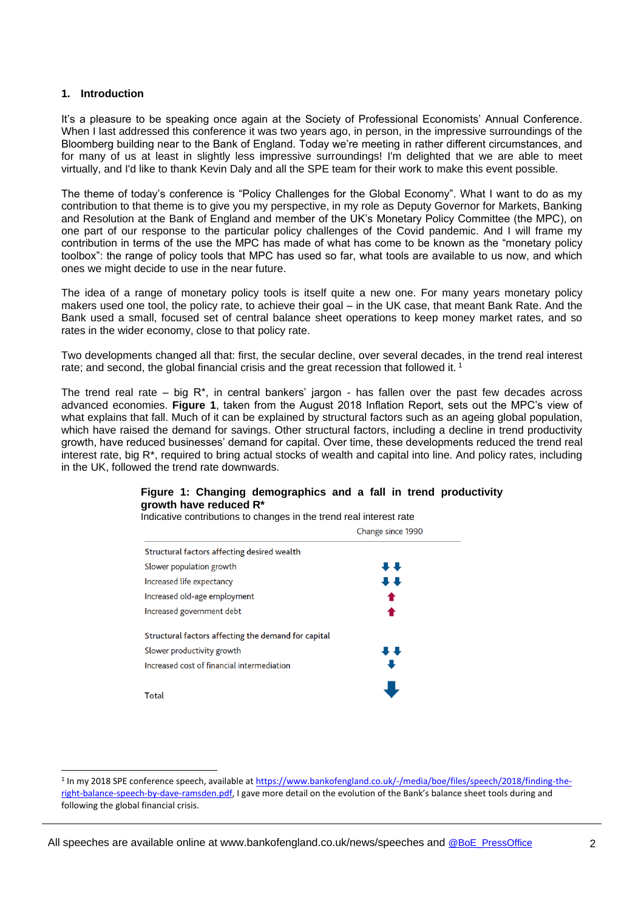## 1. Introduction

It's a pleasure to be speaking once again at the Society of Professional Economists' Annual Conference. When I last addressed this conference it was two years ago, in person, in the impressive surroundings of the Bloomberg building near to the Bank of England. Today we're meeting in rather different circumstances, and for many of us at least in slightly less impressive surroundings! I'm delighted that we are able to meet virtually, and I'd like to thank Kevin Daly and all the SPE team for their work to make this event possible.

The theme of today's conference is "Policy Challenges for the Global Economy". What I want to do as my contribution to that theme is to give you my perspective, in my role as Deputy Governor for Markets, Banking and Resolution at the Bank of England and member of the UK's Monetary Policy Committee (the MPC), on one part of our response to the particular policy challenges of the Covid pandemic. And I will frame my contribution in terms of the use the MPC has made of what has come to be known as the "monetary policy toolbox": the range of policy tools that MPC has used so far, what tools are available to us now, and which ones we might decide to use in the near future.

The idea of a range of monetary policy tools is itself quite a new one. For many years monetary policy makers used one tool, the policy rate, to achieve their goal – in the UK case, that meant Bank Rate. And the Bank used a small, focused set of central balance sheet operations to keep money market rates, and so rates in the wider economy, close to that policy rate.

Two developments changed all that: first, the secular decline, over several decades, in the trend real interest rate; and second, the global financial crisis and the great recession that followed it. [1]

The trend real rate – big R*, in central bankers' jargon - has fallen over the past few decades across advanced economies. **Figure 1**, taken from the August 2018 Inflation Report, sets out the MPC's view of what explains that fall. Much of it can be explained by structural factors such as an ageing global population, which have raised the demand for savings. Other structural factors, including a decline in trend productivity growth, have reduced businesses' demand for capital. Over time, these developments reduced the trend real interest rate, big R*, required to bring actual stocks of wealth and capital into line. And policy rates, including in the UK, followed the trend rate downwards.

**Figure 1: Changing demographics and a fall in trend productivity growth have reduced R***

Indicative contributions to changes in the trend real interest rate

| | Change since 1990 |
|---|---|
| **Structural factors affecting desired wealth** | |
| Slower population growth | ⬇⬇ |
| Increased life expectancy | ⬇⬇ |
| Increased old-age employment | ⬆ |
| Increased government debt | ⬆ |
| **Structural factors affecting the demand for capital** | |
| Slower productivity growth | ⬇⬇ |
| Increased cost of financial intermediation | ⬇ |
| **Total** | ⬇ (large) |

[1] In my 2018 SPE conference speech, available at https://www.bankofengland.co.uk/-/media/boe/files/speech/2018/finding-the-right-balance-speech-by-dave-ramsden.pdf, I gave more detail on the evolution of the Bank's balance sheet tools during and following the global financial crisis.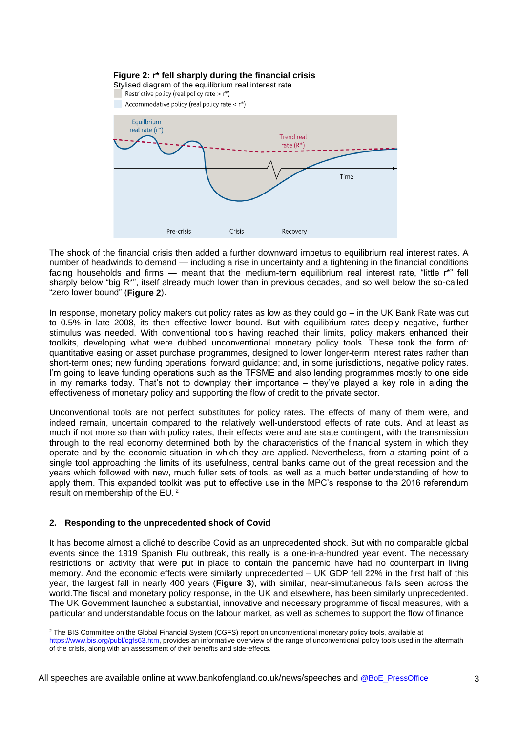**Figure 2: r* fell sharply during the financial crisis**

Stylised diagram of the equilibrium real interest rate

Restrictive policy (real policy rate > r*)

Accommodative policy (real policy rate < r*)

The shock of the financial crisis then added a further downward impetus to equilibrium real interest rates. A number of headwinds to demand — including a rise in uncertainty and a tightening in the financial conditions facing households and firms — meant that the medium-term equilibrium real interest rate, "little r*" fell sharply below "big R*", itself already much lower than in previous decades, and so well below the so-called "zero lower bound" (**Figure 2**).

In response, monetary policy makers cut policy rates as low as they could go – in the UK Bank Rate was cut to 0.5% in late 2008, its then effective lower bound. But with equilibrium rates deeply negative, further stimulus was needed. With conventional tools having reached their limits, policy makers enhanced their toolkits, developing what were dubbed unconventional monetary policy tools. These took the form of: quantitative easing or asset purchase programmes, designed to lower longer-term interest rates rather than short-term ones; new funding operations; forward guidance; and, in some jurisdictions, negative policy rates. I'm going to leave funding operations such as the TFSME and also lending programmes mostly to one side in my remarks today. That's not to downplay their importance – they've played a key role in aiding the effectiveness of monetary policy and supporting the flow of credit to the private sector.

Unconventional tools are not perfect substitutes for policy rates. The effects of many of them were, and indeed remain, uncertain compared to the relatively well-understood effects of rate cuts. And at least as much if not more so than with policy rates, their effects were and are state contingent, with the transmission through to the real economy determined both by the characteristics of the financial system in which they operate and by the economic situation in which they are applied. Nevertheless, from a starting point of a single tool approaching the limits of its usefulness, central banks came out of the great recession and the years which followed with new, much fuller sets of tools, as well as a much better understanding of how to apply them. This expanded toolkit was put to effective use in the MPC's response to the 2016 referendum result on membership of the EU. [2]

## 2. Responding to the unprecedented shock of Covid

It has become almost a cliché to describe Covid as an unprecedented shock. But with no comparable global events since the 1919 Spanish Flu outbreak, this really is a one-in-a-hundred year event. The necessary restrictions on activity that were put in place to contain the pandemic have had no counterpart in living memory. And the economic effects were similarly unprecedented – UK GDP fell 22% in the first half of this year, the largest fall in nearly 400 years (**Figure 3**), with similar, near-simultaneous falls seen across the world.The fiscal and monetary policy response, in the UK and elsewhere, has been similarly unprecedented. The UK Government launched a substantial, innovative and necessary programme of fiscal measures, with a particular and understandable focus on the labour market, as well as schemes to support the flow of finance

[2] The BIS Committee on the Global Financial System (CGFS) report on unconventional monetary policy tools, available at https://www.bis.org/publ/cgfs63.htm, provides an informative overview of the range of unconventional policy tools used in the aftermath of the crisis, along with an assessment of their benefits and side-effects.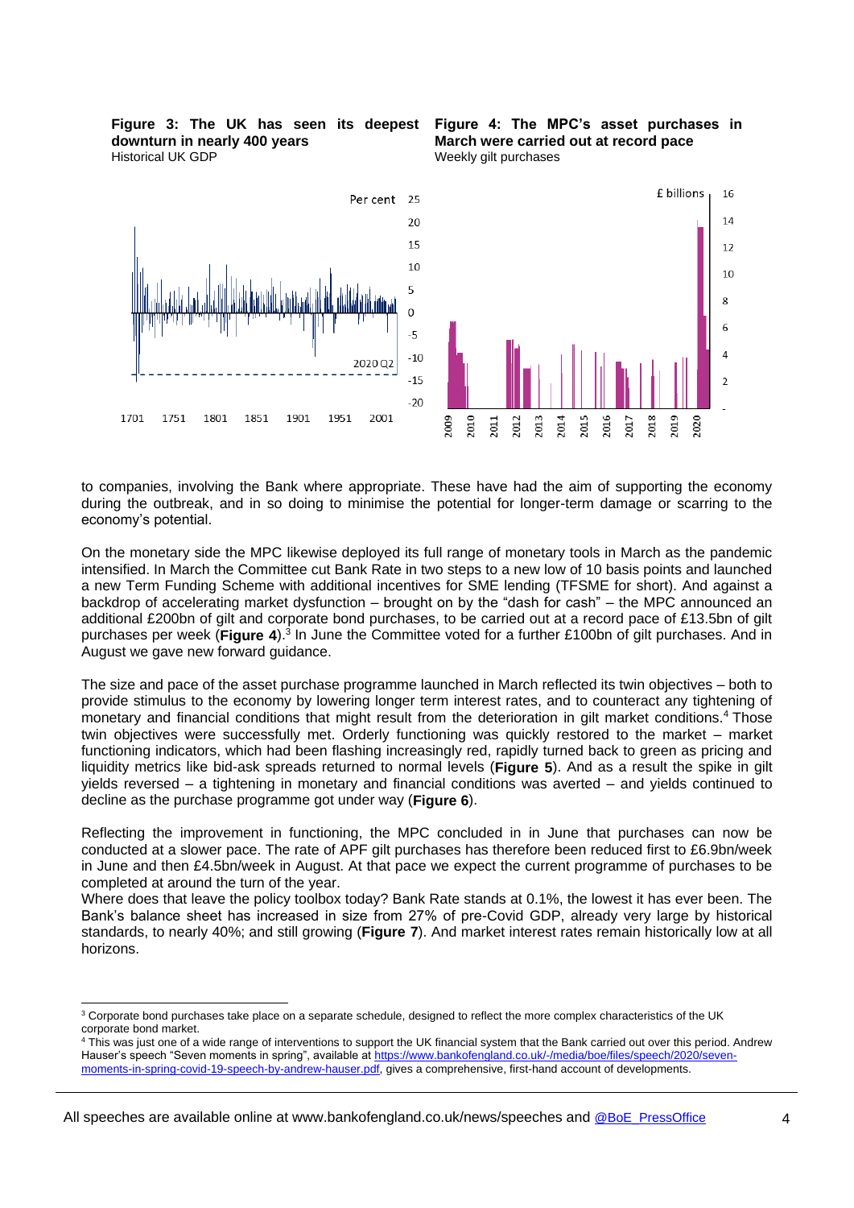**Figure 3: The UK has seen its deepest downturn in nearly 400 years**
Historical UK GDP

**Figure 4: The MPC's asset purchases in March were carried out at record pace**
Weekly gilt purchases

to companies, involving the Bank where appropriate. These have had the aim of supporting the economy during the outbreak, and in so doing to minimise the potential for longer-term damage or scarring to the economy's potential.

On the monetary side the MPC likewise deployed its full range of monetary tools in March as the pandemic intensified. In March the Committee cut Bank Rate in two steps to a new low of 10 basis points and launched a new Term Funding Scheme with additional incentives for SME lending (TFSME for short). And against a backdrop of accelerating market dysfunction – brought on by the "dash for cash" – the MPC announced an additional £200bn of gilt and corporate bond purchases, to be carried out at a record pace of £13.5bn of gilt purchases per week (**Figure 4**).[3] In June the Committee voted for a further £100bn of gilt purchases. And in August we gave new forward guidance.

The size and pace of the asset purchase programme launched in March reflected its twin objectives – both to provide stimulus to the economy by lowering longer term interest rates, and to counteract any tightening of monetary and financial conditions that might result from the deterioration in gilt market conditions.[4] Those twin objectives were successfully met. Orderly functioning was quickly restored to the market – market functioning indicators, which had been flashing increasingly red, rapidly turned back to green as pricing and liquidity metrics like bid-ask spreads returned to normal levels (**Figure 5**). And as a result the spike in gilt yields reversed – a tightening in monetary and financial conditions was averted – and yields continued to decline as the purchase programme got under way (**Figure 6**).

Reflecting the improvement in functioning, the MPC concluded in in June that purchases can now be conducted at a slower pace. The rate of APF gilt purchases has therefore been reduced first to £6.9bn/week in June and then £4.5bn/week in August. At that pace we expect the current programme of purchases to be completed at around the turn of the year.

Where does that leave the policy toolbox today? Bank Rate stands at 0.1%, the lowest it has ever been. The Bank's balance sheet has increased in size from 27% of pre-Covid GDP, already very large by historical standards, to nearly 40%; and still growing (**Figure 7**). And market interest rates remain historically low at all horizons.

---

[3] Corporate bond purchases take place on a separate schedule, designed to reflect the more complex characteristics of the UK corporate bond market.

[4] This was just one of a wide range of interventions to support the UK financial system that the Bank carried out over this period. Andrew Hauser's speech "Seven moments in spring", available at https://www.bankofengland.co.uk/-/media/boe/files/speech/2020/seven-moments-in-spring-covid-19-speech-by-andrew-hauser.pdf, gives a comprehensive, first-hand account of developments.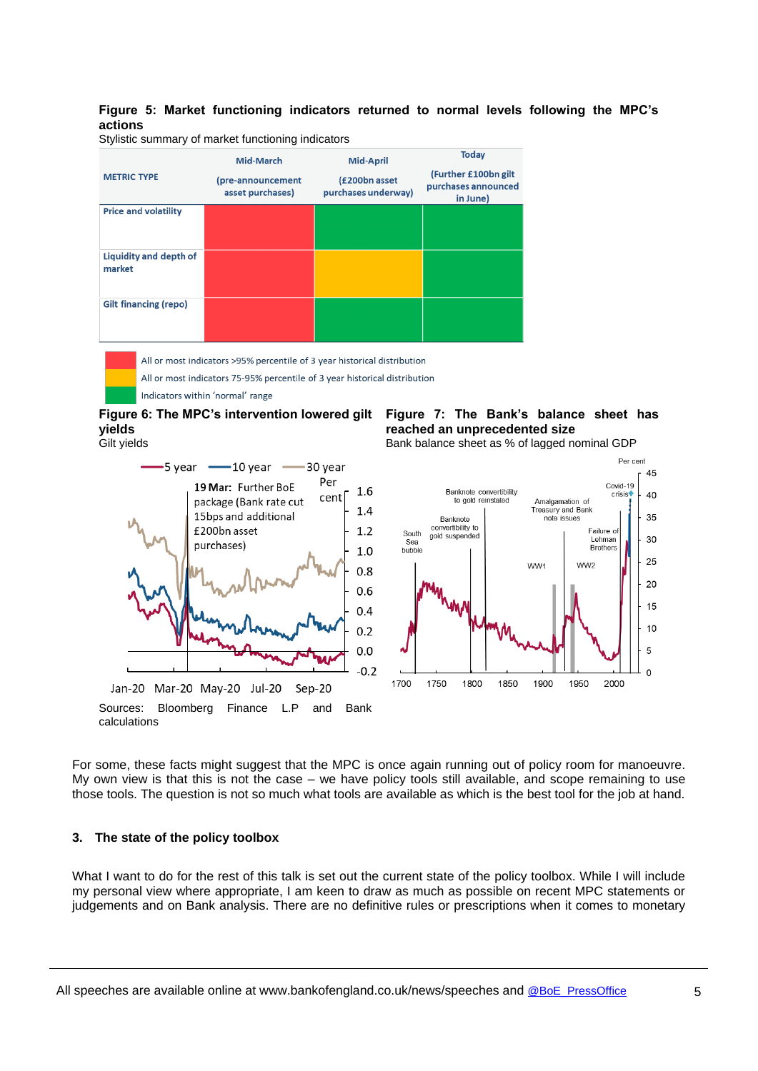**Figure 5: Market functioning indicators returned to normal levels following the MPC's actions**

Stylistic summary of market functioning indicators

| METRIC TYPE | Mid-March (pre-announcement asset purchases) | Mid-April (£200bn asset purchases underway) | Today (Further £100bn gilt purchases announced in June) |
|---|---|---|---|
| Price and volatility | Red | Green | Green |
| Liquidity and depth of market | Red | Amber | Green |
| Gilt financing (repo) | Red | Green | Green |

- Red: All or most indicators >95% percentile of 3 year historical distribution
- Amber: All or most indicators 75-95% percentile of 3 year historical distribution
- Green: Indicators within 'normal' range

**Figure 6: The MPC's intervention lowered gilt yields**

Gilt yields

Sources: Bloomberg Finance L.P and Bank calculations

**Figure 7: The Bank's balance sheet has reached an unprecedented size**

Bank balance sheet as % of lagged nominal GDP

For some, these facts might suggest that the MPC is once again running out of policy room for manoeuvre. My own view is that this is not the case – we have policy tools still available, and scope remaining to use those tools. The question is not so much what tools are available as which is the best tool for the job at hand.

## 3. The state of the policy toolbox

What I want to do for the rest of this talk is set out the current state of the policy toolbox. While I will include my personal view where appropriate, I am keen to draw as much as possible on recent MPC statements or judgements and on Bank analysis. There are no definitive rules or prescriptions when it comes to monetary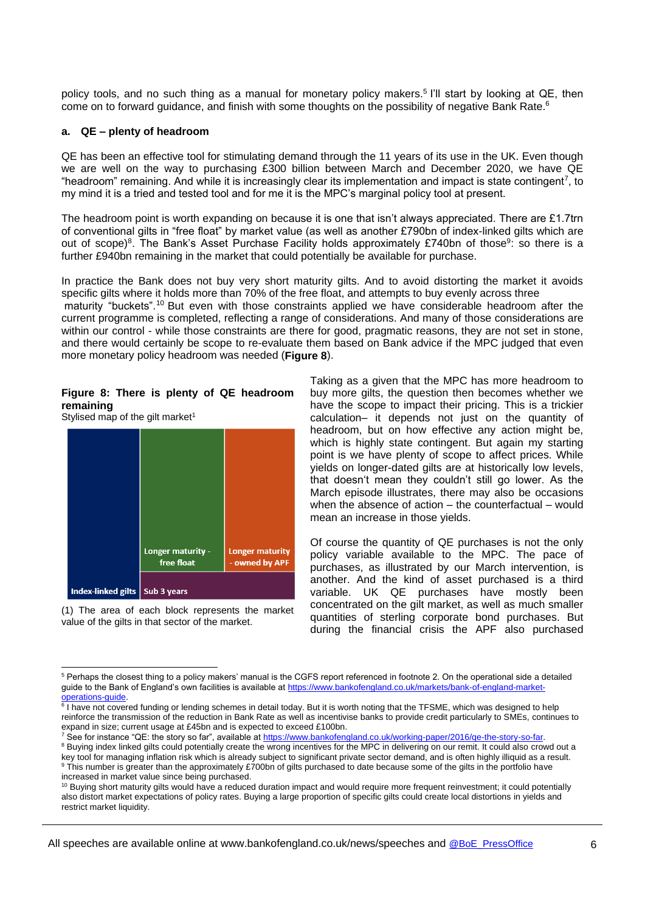policy tools, and no such thing as a manual for monetary policy makers.[5] I'll start by looking at QE, then come on to forward guidance, and finish with some thoughts on the possibility of negative Bank Rate.[6]

### a. QE – plenty of headroom

QE has been an effective tool for stimulating demand through the 11 years of its use in the UK. Even though we are well on the way to purchasing £300 billion between March and December 2020, we have QE "headroom" remaining. And while it is increasingly clear its implementation and impact is state contingent[7], to my mind it is a tried and tested tool and for me it is the MPC's marginal policy tool at present.

The headroom point is worth expanding on because it is one that isn't always appreciated. There are £1.7trn of conventional gilts in "free float" by market value (as well as another £790bn of index-linked gilts which are out of scope)[8]. The Bank's Asset Purchase Facility holds approximately £740bn of those[9]: so there is a further £940bn remaining in the market that could potentially be available for purchase.

In practice the Bank does not buy very short maturity gilts. And to avoid distorting the market it avoids specific gilts where it holds more than 70% of the free float, and attempts to buy evenly across three maturity "buckets".[10] But even with those constraints applied we have considerable headroom after the current programme is completed, reflecting a range of considerations. And many of those considerations are within our control - while those constraints are there for good, pragmatic reasons, they are not set in stone, and there would certainly be scope to re-evaluate them based on Bank advice if the MPC judged that even more monetary policy headroom was needed (**Figure 8**).

**Figure 8: There is plenty of QE headroom remaining**

Stylised map of the gilt market[1]

Index-linked gilts | Longer maturity - free float | Longer maturity - owned by APF | Sub 3 years

(1) The area of each block represents the market value of the gilts in that sector of the market.

Taking as a given that the MPC has more headroom to buy more gilts, the question then becomes whether we have the scope to impact their pricing. This is a trickier calculation– it depends not just on the quantity of headroom, but on how effective any action might be, which is highly state contingent. But again my starting point is we have plenty of scope to affect prices. While yields on longer-dated gilts are at historically low levels, that doesn't mean they couldn't still go lower. As the March episode illustrates, there may also be occasions when the absence of action – the counterfactual – would mean an increase in those yields.

Of course the quantity of QE purchases is not the only policy variable available to the MPC. The pace of purchases, as illustrated by our March intervention, is another. And the kind of asset purchased is a third variable. UK QE purchases have mostly been concentrated on the gilt market, as well as much smaller quantities of sterling corporate bond purchases. But during the financial crisis the APF also purchased

---

[5] Perhaps the closest thing to a policy makers' manual is the CGFS report referenced in footnote 2. On the operational side a detailed guide to the Bank of England's own facilities is available at https://www.bankofengland.co.uk/markets/bank-of-england-market-operations-guide.

[6] I have not covered funding or lending schemes in detail today. But it is worth noting that the TFSME, which was designed to help reinforce the transmission of the reduction in Bank Rate as well as incentivise banks to provide credit particularly to SMEs, continues to expand in size; current usage at £45bn and is expected to exceed £100bn.

[7] See for instance "QE: the story so far", available at https://www.bankofengland.co.uk/working-paper/2016/qe-the-story-so-far.

[8] Buying index linked gilts could potentially create the wrong incentives for the MPC in delivering on our remit. It could also crowd out a key tool for managing inflation risk which is already subject to significant private sector demand, and is often highly illiquid as a result.

[9] This number is greater than the approximately £700bn of gilts purchased to date because some of the gilts in the portfolio have increased in market value since being purchased.

[10] Buying short maturity gilts would have a reduced duration impact and would require more frequent reinvestment; it could potentially also distort market expectations of policy rates. Buying a large proportion of specific gilts could create local distortions in yields and restrict market liquidity.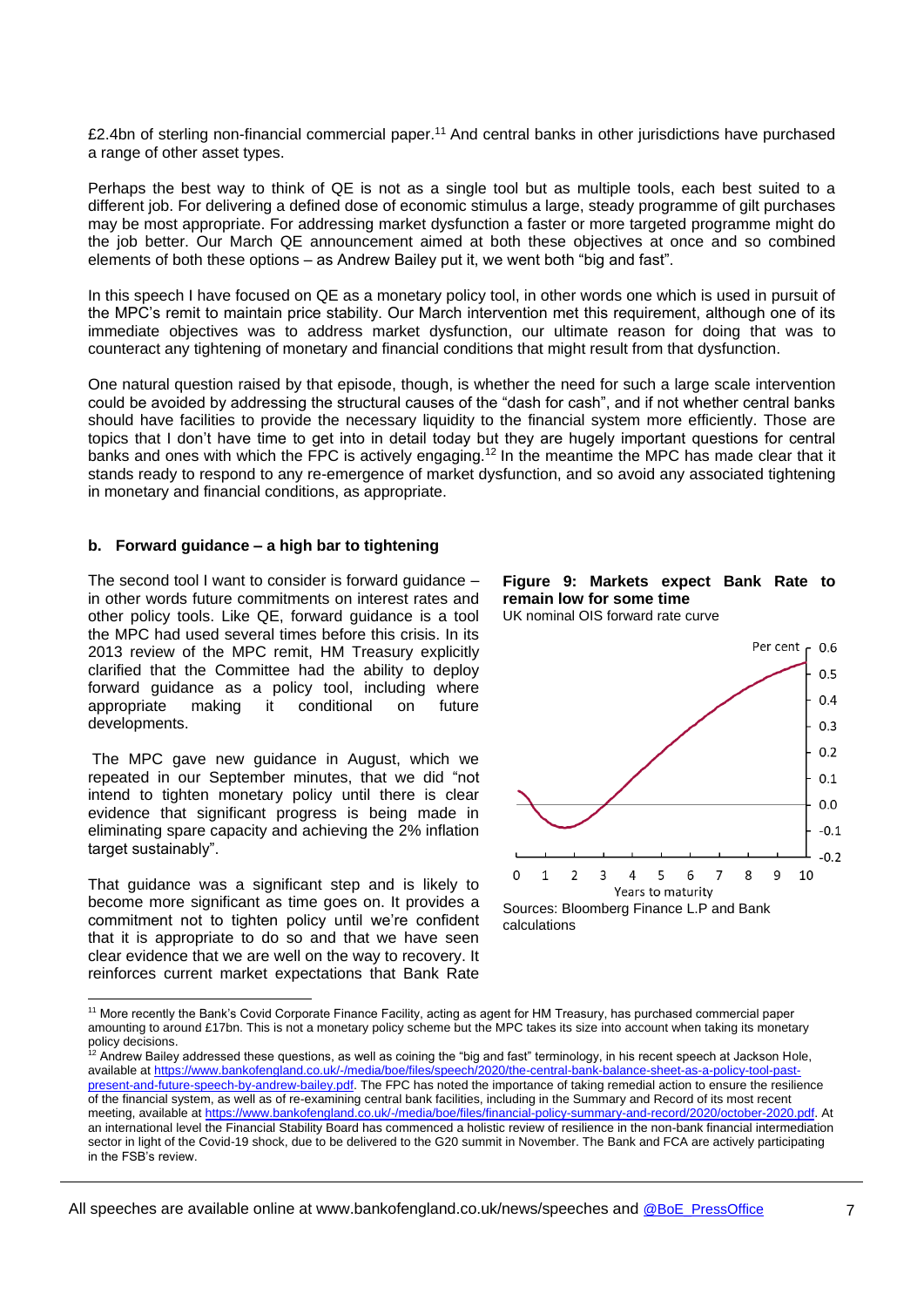£2.4bn of sterling non-financial commercial paper.[11] And central banks in other jurisdictions have purchased a range of other asset types.

Perhaps the best way to think of QE is not as a single tool but as multiple tools, each best suited to a different job. For delivering a defined dose of economic stimulus a large, steady programme of gilt purchases may be most appropriate. For addressing market dysfunction a faster or more targeted programme might do the job better. Our March QE announcement aimed at both these objectives at once and so combined elements of both these options – as Andrew Bailey put it, we went both "big and fast".

In this speech I have focused on QE as a monetary policy tool, in other words one which is used in pursuit of the MPC's remit to maintain price stability. Our March intervention met this requirement, although one of its immediate objectives was to address market dysfunction, our ultimate reason for doing that was to counteract any tightening of monetary and financial conditions that might result from that dysfunction.

One natural question raised by that episode, though, is whether the need for such a large scale intervention could be avoided by addressing the structural causes of the "dash for cash", and if not whether central banks should have facilities to provide the necessary liquidity to the financial system more efficiently. Those are topics that I don't have time to get into in detail today but they are hugely important questions for central banks and ones with which the FPC is actively engaging.[12] In the meantime the MPC has made clear that it stands ready to respond to any re-emergence of market dysfunction, and so avoid any associated tightening in monetary and financial conditions, as appropriate.

### b. Forward guidance – a high bar to tightening

The second tool I want to consider is forward guidance – in other words future commitments on interest rates and other policy tools. Like QE, forward guidance is a tool the MPC had used several times before this crisis. In its 2013 review of the MPC remit, HM Treasury explicitly clarified that the Committee had the ability to deploy forward guidance as a policy tool, including where appropriate making it conditional on future developments.

The MPC gave new guidance in August, which we repeated in our September minutes, that we did "not intend to tighten monetary policy until there is clear evidence that significant progress is being made in eliminating spare capacity and achieving the 2% inflation target sustainably".

That guidance was a significant step and is likely to become more significant as time goes on. It provides a commitment not to tighten policy until we're confident that it is appropriate to do so and that we have seen clear evidence that we are well on the way to recovery. It reinforces current market expectations that Bank Rate

**Figure 9: Markets expect Bank Rate to remain low for some time**
UK nominal OIS forward rate curve

Sources: Bloomberg Finance L.P and Bank calculations

---

[11] More recently the Bank's Covid Corporate Finance Facility, acting as agent for HM Treasury, has purchased commercial paper amounting to around £17bn. This is not a monetary policy scheme but the MPC takes its size into account when taking its monetary policy decisions.

[12] Andrew Bailey addressed these questions, as well as coining the "big and fast" terminology, in his recent speech at Jackson Hole, available at https://www.bankofengland.co.uk/-/media/boe/files/speech/2020/the-central-bank-balance-sheet-as-a-policy-tool-past-present-and-future-speech-by-andrew-bailey.pdf. The FPC has noted the importance of taking remedial action to ensure the resilience of the financial system, as well as of re-examining central bank facilities, including in the Summary and Record of its most recent meeting, available at https://www.bankofengland.co.uk/-/media/boe/files/financial-policy-summary-and-record/2020/october-2020.pdf. At an international level the Financial Stability Board has commenced a holistic review of resilience in the non-bank financial intermediation sector in light of the Covid-19 shock, due to be delivered to the G20 summit in November. The Bank and FCA are actively participating in the FSB's review.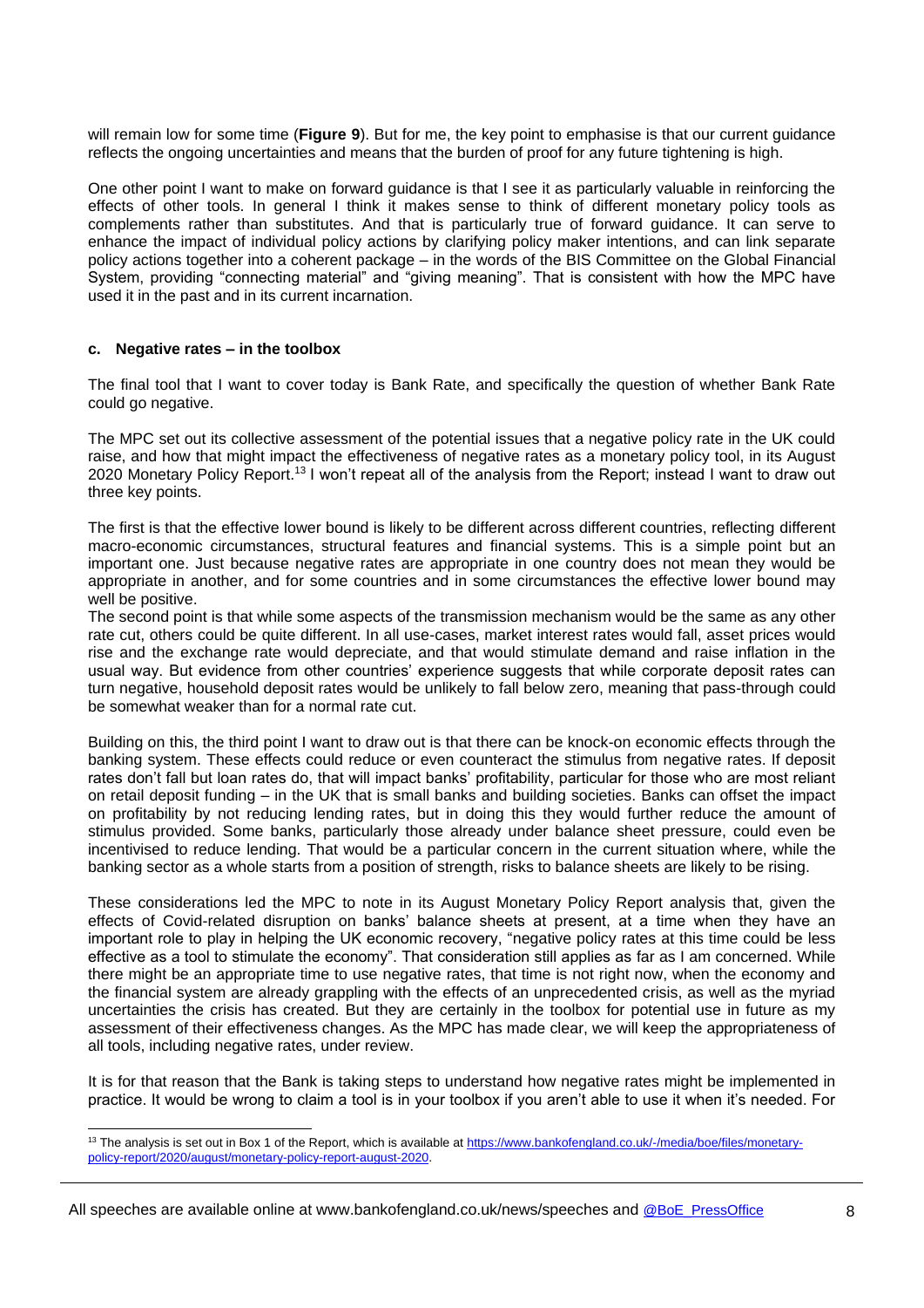will remain low for some time (**Figure 9**). But for me, the key point to emphasise is that our current guidance reflects the ongoing uncertainties and means that the burden of proof for any future tightening is high.

One other point I want to make on forward guidance is that I see it as particularly valuable in reinforcing the effects of other tools. In general I think it makes sense to think of different monetary policy tools as complements rather than substitutes. And that is particularly true of forward guidance. It can serve to enhance the impact of individual policy actions by clarifying policy maker intentions, and can link separate policy actions together into a coherent package – in the words of the BIS Committee on the Global Financial System, providing "connecting material" and "giving meaning". That is consistent with how the MPC have used it in the past and in its current incarnation.

### c. Negative rates – in the toolbox

The final tool that I want to cover today is Bank Rate, and specifically the question of whether Bank Rate could go negative.

The MPC set out its collective assessment of the potential issues that a negative policy rate in the UK could raise, and how that might impact the effectiveness of negative rates as a monetary policy tool, in its August 2020 Monetary Policy Report.[13] I won't repeat all of the analysis from the Report; instead I want to draw out three key points.

The first is that the effective lower bound is likely to be different across different countries, reflecting different macro-economic circumstances, structural features and financial systems. This is a simple point but an important one. Just because negative rates are appropriate in one country does not mean they would be appropriate in another, and for some countries and in some circumstances the effective lower bound may well be positive.

The second point is that while some aspects of the transmission mechanism would be the same as any other rate cut, others could be quite different. In all use-cases, market interest rates would fall, asset prices would rise and the exchange rate would depreciate, and that would stimulate demand and raise inflation in the usual way. But evidence from other countries' experience suggests that while corporate deposit rates can turn negative, household deposit rates would be unlikely to fall below zero, meaning that pass-through could be somewhat weaker than for a normal rate cut.

Building on this, the third point I want to draw out is that there can be knock-on economic effects through the banking system. These effects could reduce or even counteract the stimulus from negative rates. If deposit rates don't fall but loan rates do, that will impact banks' profitability, particular for those who are most reliant on retail deposit funding – in the UK that is small banks and building societies. Banks can offset the impact on profitability by not reducing lending rates, but in doing this they would further reduce the amount of stimulus provided. Some banks, particularly those already under balance sheet pressure, could even be incentivised to reduce lending. That would be a particular concern in the current situation where, while the banking sector as a whole starts from a position of strength, risks to balance sheets are likely to be rising.

These considerations led the MPC to note in its August Monetary Policy Report analysis that, given the effects of Covid-related disruption on banks' balance sheets at present, at a time when they have an important role to play in helping the UK economic recovery, "negative policy rates at this time could be less effective as a tool to stimulate the economy". That consideration still applies as far as I am concerned. While there might be an appropriate time to use negative rates, that time is not right now, when the economy and the financial system are already grappling with the effects of an unprecedented crisis, as well as the myriad uncertainties the crisis has created. But they are certainly in the toolbox for potential use in future as my assessment of their effectiveness changes. As the MPC has made clear, we will keep the appropriateness of all tools, including negative rates, under review.

It is for that reason that the Bank is taking steps to understand how negative rates might be implemented in practice. It would be wrong to claim a tool is in your toolbox if you aren't able to use it when it's needed. For

---

[13] The analysis is set out in Box 1 of the Report, which is available at https://www.bankofengland.co.uk/-/media/boe/files/monetary-policy-report/2020/august/monetary-policy-report-august-2020.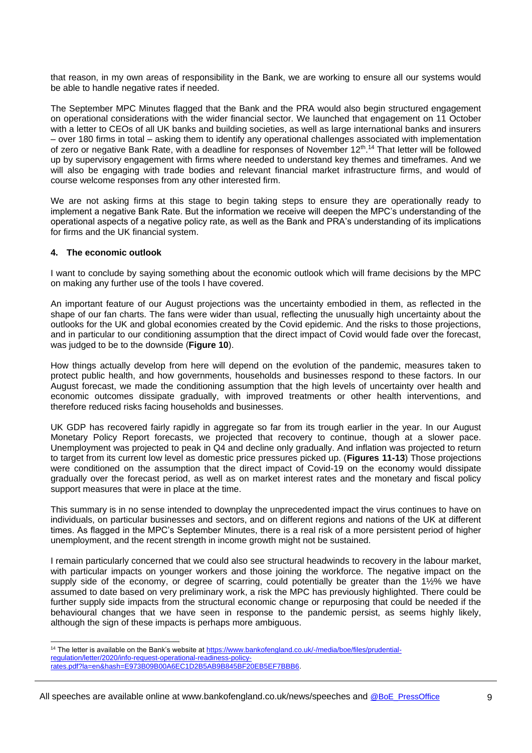that reason, in my own areas of responsibility in the Bank, we are working to ensure all our systems would be able to handle negative rates if needed.

The September MPC Minutes flagged that the Bank and the PRA would also begin structured engagement on operational considerations with the wider financial sector. We launched that engagement on 11 October with a letter to CEOs of all UK banks and building societies, as well as large international banks and insurers – over 180 firms in total – asking them to identify any operational challenges associated with implementation of zero or negative Bank Rate, with a deadline for responses of November 12th.[14] That letter will be followed up by supervisory engagement with firms where needed to understand key themes and timeframes. And we will also be engaging with trade bodies and relevant financial market infrastructure firms, and would of course welcome responses from any other interested firm.

We are not asking firms at this stage to begin taking steps to ensure they are operationally ready to implement a negative Bank Rate. But the information we receive will deepen the MPC's understanding of the operational aspects of a negative policy rate, as well as the Bank and PRA's understanding of its implications for firms and the UK financial system.

## 4. The economic outlook

I want to conclude by saying something about the economic outlook which will frame decisions by the MPC on making any further use of the tools I have covered.

An important feature of our August projections was the uncertainty embodied in them, as reflected in the shape of our fan charts. The fans were wider than usual, reflecting the unusually high uncertainty about the outlooks for the UK and global economies created by the Covid epidemic. And the risks to those projections, and in particular to our conditioning assumption that the direct impact of Covid would fade over the forecast, was judged to be to the downside (**Figure 10**).

How things actually develop from here will depend on the evolution of the pandemic, measures taken to protect public health, and how governments, households and businesses respond to these factors. In our August forecast, we made the conditioning assumption that the high levels of uncertainty over health and economic outcomes dissipate gradually, with improved treatments or other health interventions, and therefore reduced risks facing households and businesses.

UK GDP has recovered fairly rapidly in aggregate so far from its trough earlier in the year. In our August Monetary Policy Report forecasts, we projected that recovery to continue, though at a slower pace. Unemployment was projected to peak in Q4 and decline only gradually. And inflation was projected to return to target from its current low level as domestic price pressures picked up. (**Figures 11-13**) Those projections were conditioned on the assumption that the direct impact of Covid-19 on the economy would dissipate gradually over the forecast period, as well as on market interest rates and the monetary and fiscal policy support measures that were in place at the time.

This summary is in no sense intended to downplay the unprecedented impact the virus continues to have on individuals, on particular businesses and sectors, and on different regions and nations of the UK at different times. As flagged in the MPC's September Minutes, there is a real risk of a more persistent period of higher unemployment, and the recent strength in income growth might not be sustained.

I remain particularly concerned that we could also see structural headwinds to recovery in the labour market, with particular impacts on younger workers and those joining the workforce. The negative impact on the supply side of the economy, or degree of scarring, could potentially be greater than the 1½% we have assumed to date based on very preliminary work, a risk the MPC has previously highlighted. There could be further supply side impacts from the structural economic change or repurposing that could be needed if the behavioural changes that we have seen in response to the pandemic persist, as seems highly likely, although the sign of these impacts is perhaps more ambiguous.

---

[14] The letter is available on the Bank's website at https://www.bankofengland.co.uk/-/media/boe/files/prudential-regulation/letter/2020/info-request-operational-readiness-policy-rates.pdf?la=en&hash=E973B09B00A6EC1D2B5AB9B845BF20EB5EF7BBB6.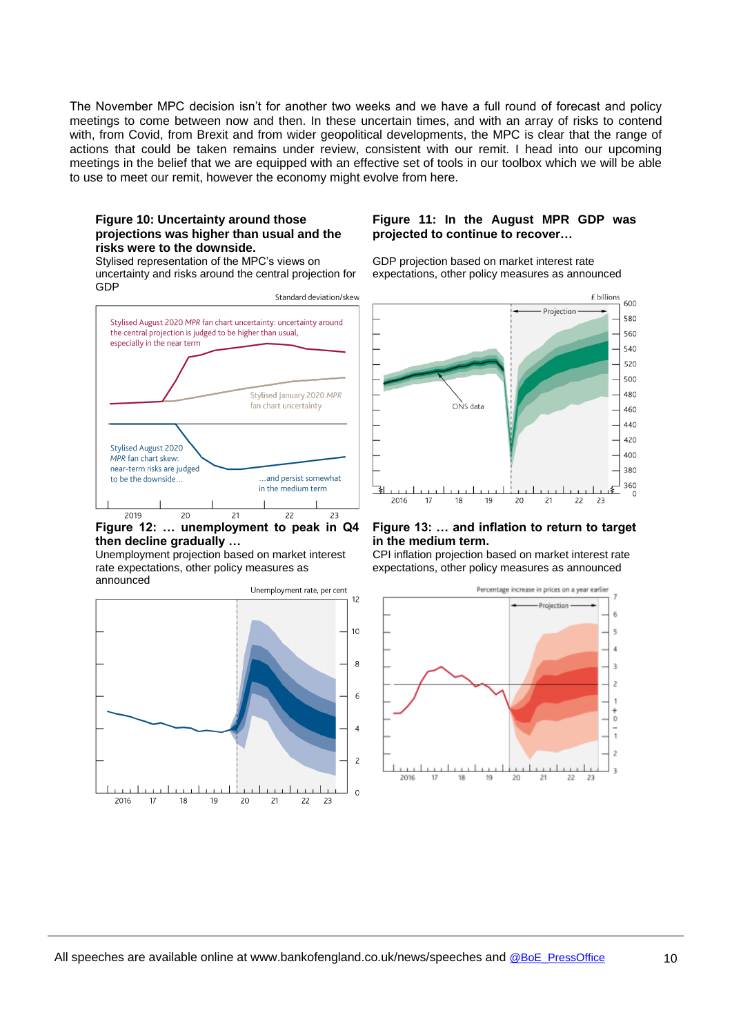The November MPC decision isn't for another two weeks and we have a full round of forecast and policy meetings to come between now and then. In these uncertain times, and with an array of risks to contend with, from Covid, from Brexit and from wider geopolitical developments, the MPC is clear that the range of actions that could be taken remains under review, consistent with our remit. I head into our upcoming meetings in the belief that we are equipped with an effective set of tools in our toolbox which we will be able to use to meet our remit, however the economy might evolve from here.

**Figure 10: Uncertainty around those projections was higher than usual and the risks were to the downside.**

Stylised representation of the MPC's views on uncertainty and risks around the central projection for GDP

Standard deviation/skew

Stylised August 2020 *MPR* fan chart uncertainty: uncertainty around the central projection is judged to be higher than usual, especially in the near term

Stylised January 2020 *MPR* fan chart uncertainty

Stylised August 2020 *MPR* fan chart skew: near-term risks are judged to be the downside…

…and persist somewhat in the medium term

2019 20 21 22 23

**Figure 11: In the August MPR GDP was projected to continue to recover…**

GDP projection based on market interest rate expectations, other policy measures as announced

£ billions

Projection

ONS data

600 580 560 540 520 500 480 460 440 420 400 380 360 0

2016 17 18 19 20 21 22 23

**Figure 12: … unemployment to peak in Q4 then decline gradually …**

Unemployment projection based on market interest rate expectations, other policy measures as announced

Unemployment rate, per cent

12 10 8 6 4 2 0

2016 17 18 19 20 21 22 23

**Figure 13: … and inflation to return to target in the medium term.**

CPI inflation projection based on market interest rate expectations, other policy measures as announced

Percentage increase in prices on a year earlier

Projection

7 6 5 4 3 2 1 + 0 − 1 2 3

2016 17 18 19 20 21 22 23

All speeches are available online at www.bankofengland.co.uk/news/speeches and @BoE_PressOffice